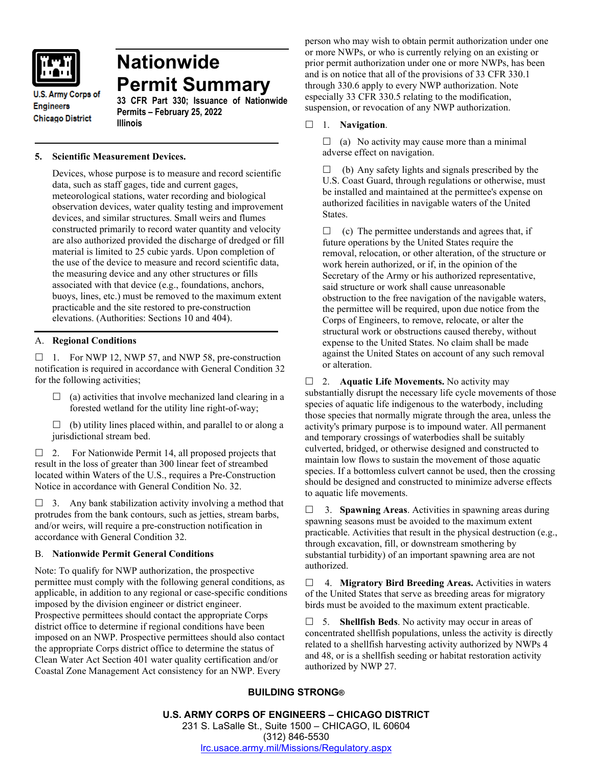U.S. Army Corps of Engineers
Chicago District

# Nationwide Permit Summary

**33 CFR Part 330; Issuance of Nationwide Permits – February 25, 2022**
**Illinois**

**5. Scientific Measurement Devices.**

Devices, whose purpose is to measure and record scientific data, such as staff gages, tide and current gages, meteorological stations, water recording and biological observation devices, water quality testing and improvement devices, and similar structures. Small weirs and flumes constructed primarily to record water quantity and velocity are also authorized provided the discharge of dredged or fill material is limited to 25 cubic yards. Upon completion of the use of the device to measure and record scientific data, the measuring device and any other structures or fills associated with that device (e.g., foundations, anchors, buoys, lines, etc.) must be removed to the maximum extent practicable and the site restored to pre-construction elevations. (Authorities: Sections 10 and 404).

## A. Regional Conditions

☐ 1. For NWP 12, NWP 57, and NWP 58, pre-construction notification is required in accordance with General Condition 32 for the following activities;

☐ (a) activities that involve mechanized land clearing in a forested wetland for the utility line right-of-way;

☐ (b) utility lines placed within, and parallel to or along a jurisdictional stream bed.

☐ 2. For Nationwide Permit 14, all proposed projects that result in the loss of greater than 300 linear feet of streambed located within Waters of the U.S., requires a Pre-Construction Notice in accordance with General Condition No. 32.

☐ 3. Any bank stabilization activity involving a method that protrudes from the bank contours, such as jetties, stream barbs, and/or weirs, will require a pre-construction notification in accordance with General Condition 32.

## B. Nationwide Permit General Conditions

Note: To qualify for NWP authorization, the prospective permittee must comply with the following general conditions, as applicable, in addition to any regional or case-specific conditions imposed by the division engineer or district engineer. Prospective permittees should contact the appropriate Corps district office to determine if regional conditions have been imposed on an NWP. Prospective permittees should also contact the appropriate Corps district office to determine the status of Clean Water Act Section 401 water quality certification and/or Coastal Zone Management Act consistency for an NWP. Every person who may wish to obtain permit authorization under one or more NWPs, or who is currently relying on an existing or prior permit authorization under one or more NWPs, has been and is on notice that all of the provisions of 33 CFR 330.1 through 330.6 apply to every NWP authorization. Note especially 33 CFR 330.5 relating to the modification, suspension, or revocation of any NWP authorization.

☐ 1. **Navigation**.

☐ (a) No activity may cause more than a minimal adverse effect on navigation.

☐ (b) Any safety lights and signals prescribed by the U.S. Coast Guard, through regulations or otherwise, must be installed and maintained at the permittee's expense on authorized facilities in navigable waters of the United States.

☐ (c) The permittee understands and agrees that, if future operations by the United States require the removal, relocation, or other alteration, of the structure or work herein authorized, or if, in the opinion of the Secretary of the Army or his authorized representative, said structure or work shall cause unreasonable obstruction to the free navigation of the navigable waters, the permittee will be required, upon due notice from the Corps of Engineers, to remove, relocate, or alter the structural work or obstructions caused thereby, without expense to the United States. No claim shall be made against the United States on account of any such removal or alteration.

☐ 2. **Aquatic Life Movements.** No activity may substantially disrupt the necessary life cycle movements of those species of aquatic life indigenous to the waterbody, including those species that normally migrate through the area, unless the activity's primary purpose is to impound water. All permanent and temporary crossings of waterbodies shall be suitably culverted, bridged, or otherwise designed and constructed to maintain low flows to sustain the movement of those aquatic species. If a bottomless culvert cannot be used, then the crossing should be designed and constructed to minimize adverse effects to aquatic life movements.

☐ 3. **Spawning Areas**. Activities in spawning areas during spawning seasons must be avoided to the maximum extent practicable. Activities that result in the physical destruction (e.g., through excavation, fill, or downstream smothering by substantial turbidity) of an important spawning area are not authorized.

☐ 4. **Migratory Bird Breeding Areas.** Activities in waters of the United States that serve as breeding areas for migratory birds must be avoided to the maximum extent practicable.

☐ 5. **Shellfish Beds**. No activity may occur in areas of concentrated shellfish populations, unless the activity is directly related to a shellfish harvesting activity authorized by NWPs 4 and 48, or is a shellfish seeding or habitat restoration activity authorized by NWP 27.

**BUILDING STRONG®**

**U.S. ARMY CORPS OF ENGINEERS – CHICAGO DISTRICT**
231 S. LaSalle St., Suite 1500 – CHICAGO, IL 60604
(312) 846-5530
lrc.usace.army.mil/Missions/Regulatory.aspx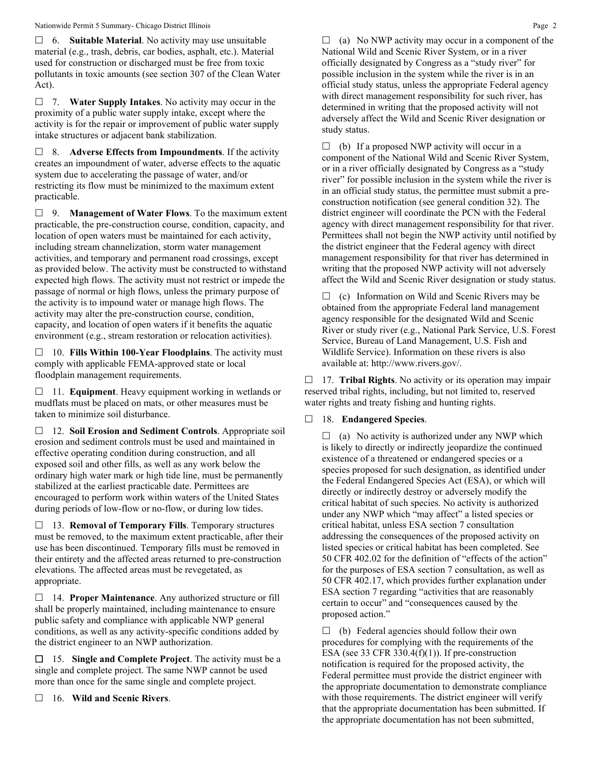☐ 6. **Suitable Material**. No activity may use unsuitable material (e.g., trash, debris, car bodies, asphalt, etc.). Material used for construction or discharged must be free from toxic pollutants in toxic amounts (see section 307 of the Clean Water Act).

☐ 7. **Water Supply Intakes**. No activity may occur in the proximity of a public water supply intake, except where the activity is for the repair or improvement of public water supply intake structures or adjacent bank stabilization.

☐ 8. **Adverse Effects from Impoundments**. If the activity creates an impoundment of water, adverse effects to the aquatic system due to accelerating the passage of water, and/or restricting its flow must be minimized to the maximum extent practicable.

☐ 9. **Management of Water Flows**. To the maximum extent practicable, the pre-construction course, condition, capacity, and location of open waters must be maintained for each activity, including stream channelization, storm water management activities, and temporary and permanent road crossings, except as provided below. The activity must be constructed to withstand expected high flows. The activity must not restrict or impede the passage of normal or high flows, unless the primary purpose of the activity is to impound water or manage high flows. The activity may alter the pre-construction course, condition, capacity, and location of open waters if it benefits the aquatic environment (e.g., stream restoration or relocation activities).

☐ 10. **Fills Within 100-Year Floodplains**. The activity must comply with applicable FEMA-approved state or local floodplain management requirements.

☐ 11. **Equipment**. Heavy equipment working in wetlands or mudflats must be placed on mats, or other measures must be taken to minimize soil disturbance.

☐ 12. **Soil Erosion and Sediment Controls**. Appropriate soil erosion and sediment controls must be used and maintained in effective operating condition during construction, and all exposed soil and other fills, as well as any work below the ordinary high water mark or high tide line, must be permanently stabilized at the earliest practicable date. Permittees are encouraged to perform work within waters of the United States during periods of low-flow or no-flow, or during low tides.

☐ 13. **Removal of Temporary Fills**. Temporary structures must be removed, to the maximum extent practicable, after their use has been discontinued. Temporary fills must be removed in their entirety and the affected areas returned to pre-construction elevations. The affected areas must be revegetated, as appropriate.

☐ 14. **Proper Maintenance**. Any authorized structure or fill shall be properly maintained, including maintenance to ensure public safety and compliance with applicable NWP general conditions, as well as any activity-specific conditions added by the district engineer to an NWP authorization.

☐ 15. **Single and Complete Project**. The activity must be a single and complete project. The same NWP cannot be used more than once for the same single and complete project.

☐ 16. **Wild and Scenic Rivers**.

☐ (a) No NWP activity may occur in a component of the National Wild and Scenic River System, or in a river officially designated by Congress as a "study river" for possible inclusion in the system while the river is in an official study status, unless the appropriate Federal agency with direct management responsibility for such river, has determined in writing that the proposed activity will not adversely affect the Wild and Scenic River designation or study status.

☐ (b) If a proposed NWP activity will occur in a component of the National Wild and Scenic River System, or in a river officially designated by Congress as a "study river" for possible inclusion in the system while the river is in an official study status, the permittee must submit a pre-construction notification (see general condition 32). The district engineer will coordinate the PCN with the Federal agency with direct management responsibility for that river. Permittees shall not begin the NWP activity until notified by the district engineer that the Federal agency with direct management responsibility for that river has determined in writing that the proposed NWP activity will not adversely affect the Wild and Scenic River designation or study status.

☐ (c) Information on Wild and Scenic Rivers may be obtained from the appropriate Federal land management agency responsible for the designated Wild and Scenic River or study river (e.g., National Park Service, U.S. Forest Service, Bureau of Land Management, U.S. Fish and Wildlife Service). Information on these rivers is also available at: http://www.rivers.gov/.

☐ 17. **Tribal Rights**. No activity or its operation may impair reserved tribal rights, including, but not limited to, reserved water rights and treaty fishing and hunting rights.

☐ 18. **Endangered Species**.

☐ (a) No activity is authorized under any NWP which is likely to directly or indirectly jeopardize the continued existence of a threatened or endangered species or a species proposed for such designation, as identified under the Federal Endangered Species Act (ESA), or which will directly or indirectly destroy or adversely modify the critical habitat of such species. No activity is authorized under any NWP which "may affect" a listed species or critical habitat, unless ESA section 7 consultation addressing the consequences of the proposed activity on listed species or critical habitat has been completed. See 50 CFR 402.02 for the definition of "effects of the action" for the purposes of ESA section 7 consultation, as well as 50 CFR 402.17, which provides further explanation under ESA section 7 regarding "activities that are reasonably certain to occur" and "consequences caused by the proposed action."

☐ (b) Federal agencies should follow their own procedures for complying with the requirements of the ESA (see 33 CFR 330.4(f)(1)). If pre-construction notification is required for the proposed activity, the Federal permittee must provide the district engineer with the appropriate documentation to demonstrate compliance with those requirements. The district engineer will verify that the appropriate documentation has been submitted. If the appropriate documentation has not been submitted,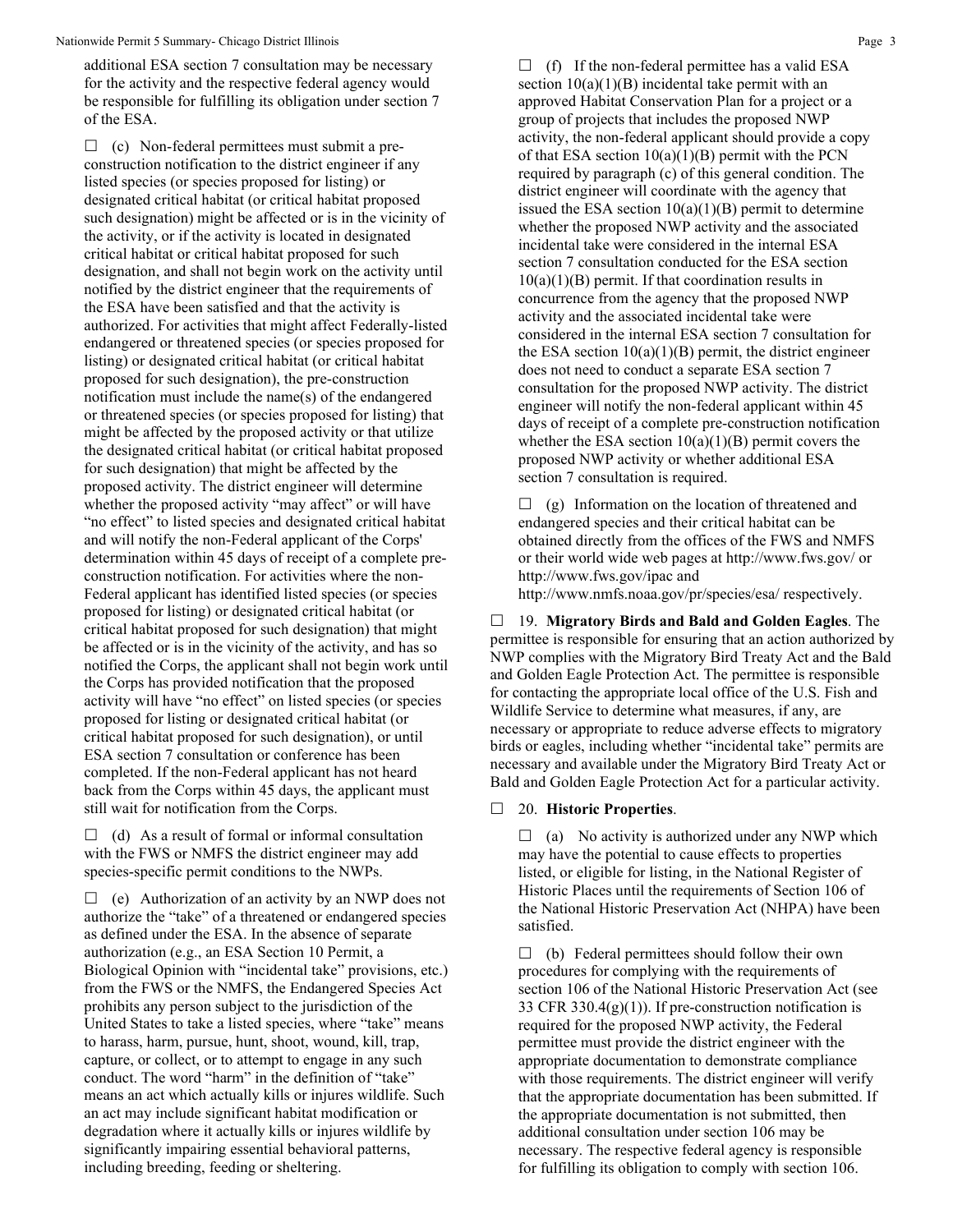additional ESA section 7 consultation may be necessary for the activity and the respective federal agency would be responsible for fulfilling its obligation under section 7 of the ESA.

☐ (c) Non-federal permittees must submit a pre-construction notification to the district engineer if any listed species (or species proposed for listing) or designated critical habitat (or critical habitat proposed such designation) might be affected or is in the vicinity of the activity, or if the activity is located in designated critical habitat or critical habitat proposed for such designation, and shall not begin work on the activity until notified by the district engineer that the requirements of the ESA have been satisfied and that the activity is authorized. For activities that might affect Federally-listed endangered or threatened species (or species proposed for listing) or designated critical habitat (or critical habitat proposed for such designation), the pre-construction notification must include the name(s) of the endangered or threatened species (or species proposed for listing) that might be affected by the proposed activity or that utilize the designated critical habitat (or critical habitat proposed for such designation) that might be affected by the proposed activity. The district engineer will determine whether the proposed activity "may affect" or will have "no effect" to listed species and designated critical habitat and will notify the non-Federal applicant of the Corps' determination within 45 days of receipt of a complete pre-construction notification. For activities where the non-Federal applicant has identified listed species (or species proposed for listing) or designated critical habitat (or critical habitat proposed for such designation) that might be affected or is in the vicinity of the activity, and has so notified the Corps, the applicant shall not begin work until the Corps has provided notification that the proposed activity will have "no effect" on listed species (or species proposed for listing or designated critical habitat (or critical habitat proposed for such designation), or until ESA section 7 consultation or conference has been completed. If the non-Federal applicant has not heard back from the Corps within 45 days, the applicant must still wait for notification from the Corps.

☐ (d) As a result of formal or informal consultation with the FWS or NMFS the district engineer may add species-specific permit conditions to the NWPs.

☐ (e) Authorization of an activity by an NWP does not authorize the "take" of a threatened or endangered species as defined under the ESA. In the absence of separate authorization (e.g., an ESA Section 10 Permit, a Biological Opinion with "incidental take" provisions, etc.) from the FWS or the NMFS, the Endangered Species Act prohibits any person subject to the jurisdiction of the United States to take a listed species, where "take" means to harass, harm, pursue, hunt, shoot, wound, kill, trap, capture, or collect, or to attempt to engage in any such conduct. The word "harm" in the definition of "take" means an act which actually kills or injures wildlife. Such an act may include significant habitat modification or degradation where it actually kills or injures wildlife by significantly impairing essential behavioral patterns, including breeding, feeding or sheltering.

☐ (f) If the non-federal permittee has a valid ESA section 10(a)(1)(B) incidental take permit with an approved Habitat Conservation Plan for a project or a group of projects that includes the proposed NWP activity, the non-federal applicant should provide a copy of that ESA section 10(a)(1)(B) permit with the PCN required by paragraph (c) of this general condition. The district engineer will coordinate with the agency that issued the ESA section 10(a)(1)(B) permit to determine whether the proposed NWP activity and the associated incidental take were considered in the internal ESA section 7 consultation conducted for the ESA section 10(a)(1)(B) permit. If that coordination results in concurrence from the agency that the proposed NWP activity and the associated incidental take were considered in the internal ESA section 7 consultation for the ESA section 10(a)(1)(B) permit, the district engineer does not need to conduct a separate ESA section 7 consultation for the proposed NWP activity. The district engineer will notify the non-federal applicant within 45 days of receipt of a complete pre-construction notification whether the ESA section 10(a)(1)(B) permit covers the proposed NWP activity or whether additional ESA section 7 consultation is required.

☐ (g) Information on the location of threatened and endangered species and their critical habitat can be obtained directly from the offices of the FWS and NMFS or their world wide web pages at http://www.fws.gov/ or http://www.fws.gov/ipac and http://www.nmfs.noaa.gov/pr/species/esa/ respectively.

☐ 19. **Migratory Birds and Bald and Golden Eagles**. The permittee is responsible for ensuring that an action authorized by NWP complies with the Migratory Bird Treaty Act and the Bald and Golden Eagle Protection Act. The permittee is responsible for contacting the appropriate local office of the U.S. Fish and Wildlife Service to determine what measures, if any, are necessary or appropriate to reduce adverse effects to migratory birds or eagles, including whether "incidental take" permits are necessary and available under the Migratory Bird Treaty Act or Bald and Golden Eagle Protection Act for a particular activity.

☐ 20. **Historic Properties**.

☐ (a) No activity is authorized under any NWP which may have the potential to cause effects to properties listed, or eligible for listing, in the National Register of Historic Places until the requirements of Section 106 of the National Historic Preservation Act (NHPA) have been satisfied.

☐ (b) Federal permittees should follow their own procedures for complying with the requirements of section 106 of the National Historic Preservation Act (see 33 CFR 330.4(g)(1)). If pre-construction notification is required for the proposed NWP activity, the Federal permittee must provide the district engineer with the appropriate documentation to demonstrate compliance with those requirements. The district engineer will verify that the appropriate documentation has been submitted. If the appropriate documentation is not submitted, then additional consultation under section 106 may be necessary. The respective federal agency is responsible for fulfilling its obligation to comply with section 106.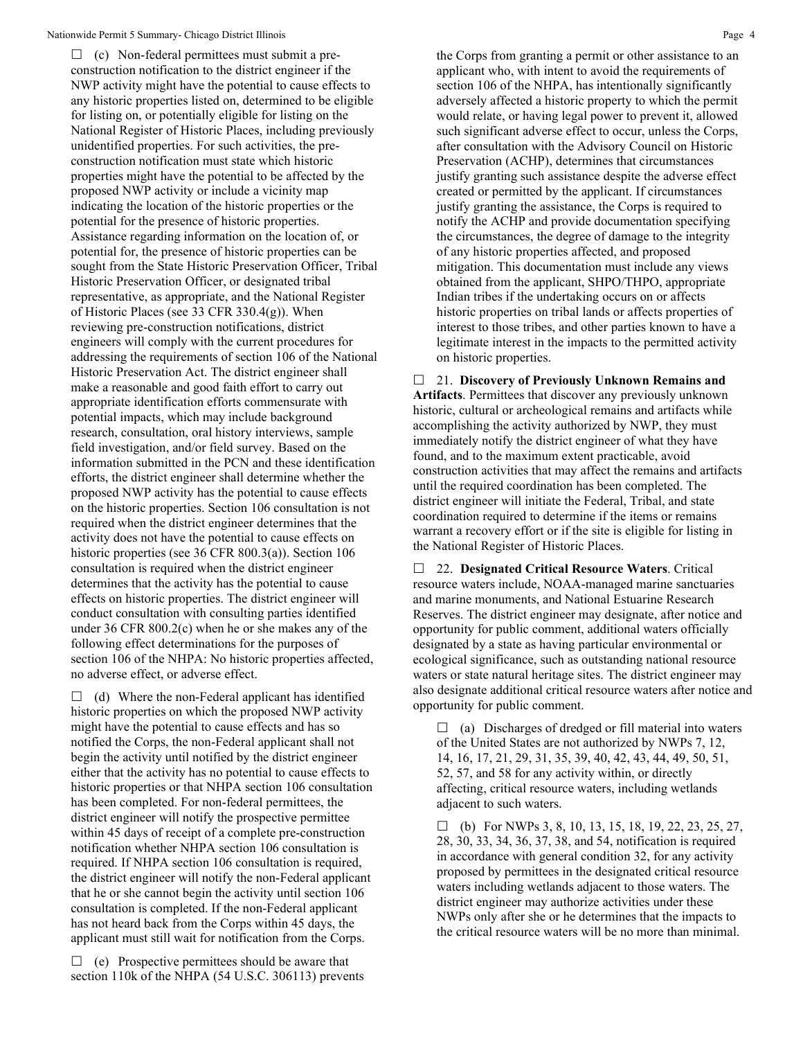☐ (c) Non-federal permittees must submit a pre-construction notification to the district engineer if the NWP activity might have the potential to cause effects to any historic properties listed on, determined to be eligible for listing on, or potentially eligible for listing on the National Register of Historic Places, including previously unidentified properties. For such activities, the pre-construction notification must state which historic properties might have the potential to be affected by the proposed NWP activity or include a vicinity map indicating the location of the historic properties or the potential for the presence of historic properties. Assistance regarding information on the location of, or potential for, the presence of historic properties can be sought from the State Historic Preservation Officer, Tribal Historic Preservation Officer, or designated tribal representative, as appropriate, and the National Register of Historic Places (see 33 CFR 330.4(g)). When reviewing pre-construction notifications, district engineers will comply with the current procedures for addressing the requirements of section 106 of the National Historic Preservation Act. The district engineer shall make a reasonable and good faith effort to carry out appropriate identification efforts commensurate with potential impacts, which may include background research, consultation, oral history interviews, sample field investigation, and/or field survey. Based on the information submitted in the PCN and these identification efforts, the district engineer shall determine whether the proposed NWP activity has the potential to cause effects on the historic properties. Section 106 consultation is not required when the district engineer determines that the activity does not have the potential to cause effects on historic properties (see 36 CFR 800.3(a)). Section 106 consultation is required when the district engineer determines that the activity has the potential to cause effects on historic properties. The district engineer will conduct consultation with consulting parties identified under 36 CFR 800.2(c) when he or she makes any of the following effect determinations for the purposes of section 106 of the NHPA: No historic properties affected, no adverse effect, or adverse effect.

☐ (d) Where the non-Federal applicant has identified historic properties on which the proposed NWP activity might have the potential to cause effects and has so notified the Corps, the non-Federal applicant shall not begin the activity until notified by the district engineer either that the activity has no potential to cause effects to historic properties or that NHPA section 106 consultation has been completed. For non-federal permittees, the district engineer will notify the prospective permittee within 45 days of receipt of a complete pre-construction notification whether NHPA section 106 consultation is required. If NHPA section 106 consultation is required, the district engineer will notify the non-Federal applicant that he or she cannot begin the activity until section 106 consultation is completed. If the non-Federal applicant has not heard back from the Corps within 45 days, the applicant must still wait for notification from the Corps.

☐ (e) Prospective permittees should be aware that section 110k of the NHPA (54 U.S.C. 306113) prevents the Corps from granting a permit or other assistance to an applicant who, with intent to avoid the requirements of section 106 of the NHPA, has intentionally significantly adversely affected a historic property to which the permit would relate, or having legal power to prevent it, allowed such significant adverse effect to occur, unless the Corps, after consultation with the Advisory Council on Historic Preservation (ACHP), determines that circumstances justify granting such assistance despite the adverse effect created or permitted by the applicant. If circumstances justify granting the assistance, the Corps is required to notify the ACHP and provide documentation specifying the circumstances, the degree of damage to the integrity of any historic properties affected, and proposed mitigation. This documentation must include any views obtained from the applicant, SHPO/THPO, appropriate Indian tribes if the undertaking occurs on or affects historic properties on tribal lands or affects properties of interest to those tribes, and other parties known to have a legitimate interest in the impacts to the permitted activity on historic properties.

☐ 21. **Discovery of Previously Unknown Remains and Artifacts**. Permittees that discover any previously unknown historic, cultural or archeological remains and artifacts while accomplishing the activity authorized by NWP, they must immediately notify the district engineer of what they have found, and to the maximum extent practicable, avoid construction activities that may affect the remains and artifacts until the required coordination has been completed. The district engineer will initiate the Federal, Tribal, and state coordination required to determine if the items or remains warrant a recovery effort or if the site is eligible for listing in the National Register of Historic Places.

☐ 22. **Designated Critical Resource Waters**. Critical resource waters include, NOAA-managed marine sanctuaries and marine monuments, and National Estuarine Research Reserves. The district engineer may designate, after notice and opportunity for public comment, additional waters officially designated by a state as having particular environmental or ecological significance, such as outstanding national resource waters or state natural heritage sites. The district engineer may also designate additional critical resource waters after notice and opportunity for public comment.

☐ (a) Discharges of dredged or fill material into waters of the United States are not authorized by NWPs 7, 12, 14, 16, 17, 21, 29, 31, 35, 39, 40, 42, 43, 44, 49, 50, 51, 52, 57, and 58 for any activity within, or directly affecting, critical resource waters, including wetlands adjacent to such waters.

☐ (b) For NWPs 3, 8, 10, 13, 15, 18, 19, 22, 23, 25, 27, 28, 30, 33, 34, 36, 37, 38, and 54, notification is required in accordance with general condition 32, for any activity proposed by permittees in the designated critical resource waters including wetlands adjacent to those waters. The district engineer may authorize activities under these NWPs only after she or he determines that the impacts to the critical resource waters will be no more than minimal.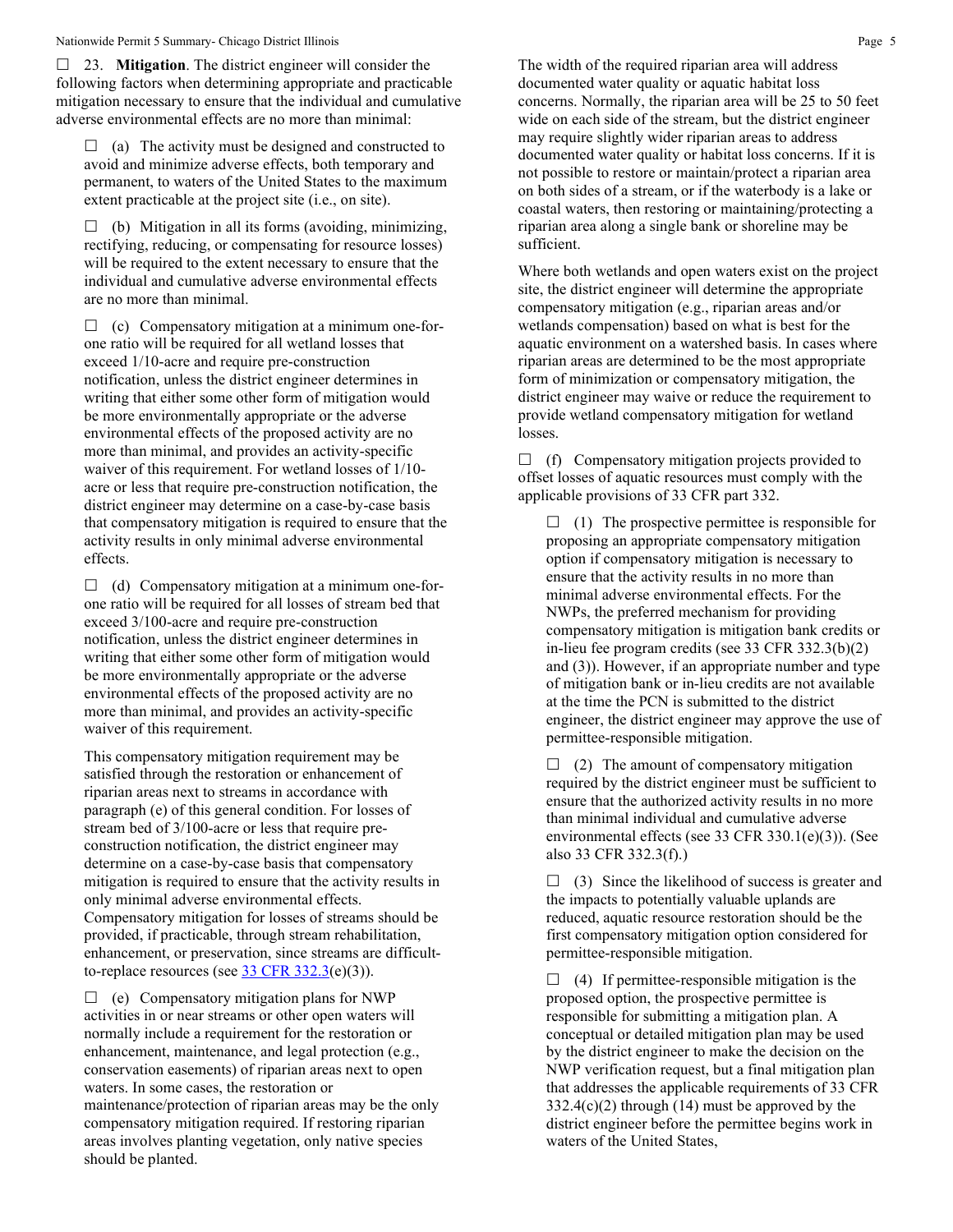☐ 23. **Mitigation**. The district engineer will consider the following factors when determining appropriate and practicable mitigation necessary to ensure that the individual and cumulative adverse environmental effects are no more than minimal:

☐ (a) The activity must be designed and constructed to avoid and minimize adverse effects, both temporary and permanent, to waters of the United States to the maximum extent practicable at the project site (i.e., on site).

☐ (b) Mitigation in all its forms (avoiding, minimizing, rectifying, reducing, or compensating for resource losses) will be required to the extent necessary to ensure that the individual and cumulative adverse environmental effects are no more than minimal.

☐ (c) Compensatory mitigation at a minimum one-for-one ratio will be required for all wetland losses that exceed 1/10-acre and require pre-construction notification, unless the district engineer determines in writing that either some other form of mitigation would be more environmentally appropriate or the adverse environmental effects of the proposed activity are no more than minimal, and provides an activity-specific waiver of this requirement. For wetland losses of 1/10-acre or less that require pre-construction notification, the district engineer may determine on a case-by-case basis that compensatory mitigation is required to ensure that the activity results in only minimal adverse environmental effects.

☐ (d) Compensatory mitigation at a minimum one-for-one ratio will be required for all losses of stream bed that exceed 3/100-acre and require pre-construction notification, unless the district engineer determines in writing that either some other form of mitigation would be more environmentally appropriate or the adverse environmental effects of the proposed activity are no more than minimal, and provides an activity-specific waiver of this requirement.

This compensatory mitigation requirement may be satisfied through the restoration or enhancement of riparian areas next to streams in accordance with paragraph (e) of this general condition. For losses of stream bed of 3/100-acre or less that require pre-construction notification, the district engineer may determine on a case-by-case basis that compensatory mitigation is required to ensure that the activity results in only minimal adverse environmental effects. Compensatory mitigation for losses of streams should be provided, if practicable, through stream rehabilitation, enhancement, or preservation, since streams are difficult-to-replace resources (see 33 CFR 332.3(e)(3)).

☐ (e) Compensatory mitigation plans for NWP activities in or near streams or other open waters will normally include a requirement for the restoration or enhancement, maintenance, and legal protection (e.g., conservation easements) of riparian areas next to open waters. In some cases, the restoration or maintenance/protection of riparian areas may be the only compensatory mitigation required. If restoring riparian areas involves planting vegetation, only native species should be planted. The width of the required riparian area will address documented water quality or aquatic habitat loss concerns. Normally, the riparian area will be 25 to 50 feet wide on each side of the stream, but the district engineer may require slightly wider riparian areas to address documented water quality or habitat loss concerns. If it is not possible to restore or maintain/protect a riparian area on both sides of a stream, or if the waterbody is a lake or coastal waters, then restoring or maintaining/protecting a riparian area along a single bank or shoreline may be sufficient.

Where both wetlands and open waters exist on the project site, the district engineer will determine the appropriate compensatory mitigation (e.g., riparian areas and/or wetlands compensation) based on what is best for the aquatic environment on a watershed basis. In cases where riparian areas are determined to be the most appropriate form of minimization or compensatory mitigation, the district engineer may waive or reduce the requirement to provide wetland compensatory mitigation for wetland losses.

☐ (f) Compensatory mitigation projects provided to offset losses of aquatic resources must comply with the applicable provisions of 33 CFR part 332.

☐ (1) The prospective permittee is responsible for proposing an appropriate compensatory mitigation option if compensatory mitigation is necessary to ensure that the activity results in no more than minimal adverse environmental effects. For the NWPs, the preferred mechanism for providing compensatory mitigation is mitigation bank credits or in-lieu fee program credits (see 33 CFR 332.3(b)(2) and (3)). However, if an appropriate number and type of mitigation bank or in-lieu credits are not available at the time the PCN is submitted to the district engineer, the district engineer may approve the use of permittee-responsible mitigation.

☐ (2) The amount of compensatory mitigation required by the district engineer must be sufficient to ensure that the authorized activity results in no more than minimal individual and cumulative adverse environmental effects (see 33 CFR 330.1(e)(3)). (See also 33 CFR 332.3(f).)

☐ (3) Since the likelihood of success is greater and the impacts to potentially valuable uplands are reduced, aquatic resource restoration should be the first compensatory mitigation option considered for permittee-responsible mitigation.

☐ (4) If permittee-responsible mitigation is the proposed option, the prospective permittee is responsible for submitting a mitigation plan. A conceptual or detailed mitigation plan may be used by the district engineer to make the decision on the NWP verification request, but a final mitigation plan that addresses the applicable requirements of 33 CFR 332.4(c)(2) through (14) must be approved by the district engineer before the permittee begins work in waters of the United States,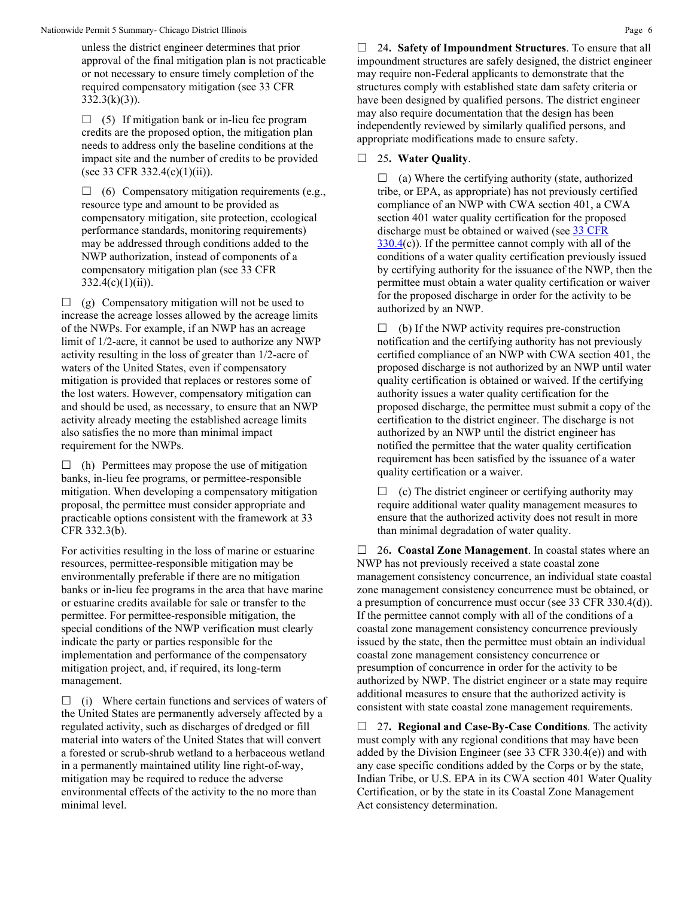unless the district engineer determines that prior approval of the final mitigation plan is not practicable or not necessary to ensure timely completion of the required compensatory mitigation (see 33 CFR 332.3(k)(3)).

☐ (5) If mitigation bank or in-lieu fee program credits are the proposed option, the mitigation plan needs to address only the baseline conditions at the impact site and the number of credits to be provided (see 33 CFR 332.4(c)(1)(ii)).

☐ (6) Compensatory mitigation requirements (e.g., resource type and amount to be provided as compensatory mitigation, site protection, ecological performance standards, monitoring requirements) may be addressed through conditions added to the NWP authorization, instead of components of a compensatory mitigation plan (see 33 CFR 332.4(c)(1)(ii)).

☐ (g) Compensatory mitigation will not be used to increase the acreage losses allowed by the acreage limits of the NWPs. For example, if an NWP has an acreage limit of 1/2-acre, it cannot be used to authorize any NWP activity resulting in the loss of greater than 1/2-acre of waters of the United States, even if compensatory mitigation is provided that replaces or restores some of the lost waters. However, compensatory mitigation can and should be used, as necessary, to ensure that an NWP activity already meeting the established acreage limits also satisfies the no more than minimal impact requirement for the NWPs.

☐ (h) Permittees may propose the use of mitigation banks, in-lieu fee programs, or permittee-responsible mitigation. When developing a compensatory mitigation proposal, the permittee must consider appropriate and practicable options consistent with the framework at 33 CFR 332.3(b).

For activities resulting in the loss of marine or estuarine resources, permittee-responsible mitigation may be environmentally preferable if there are no mitigation banks or in-lieu fee programs in the area that have marine or estuarine credits available for sale or transfer to the permittee. For permittee-responsible mitigation, the special conditions of the NWP verification must clearly indicate the party or parties responsible for the implementation and performance of the compensatory mitigation project, and, if required, its long-term management.

☐ (i) Where certain functions and services of waters of the United States are permanently adversely affected by a regulated activity, such as discharges of dredged or fill material into waters of the United States that will convert a forested or scrub-shrub wetland to a herbaceous wetland in a permanently maintained utility line right-of-way, mitigation may be required to reduce the adverse environmental effects of the activity to the no more than minimal level.

☐ 24**. Safety of Impoundment Structures**. To ensure that all impoundment structures are safely designed, the district engineer may require non-Federal applicants to demonstrate that the structures comply with established state dam safety criteria or have been designed by qualified persons. The district engineer may also require documentation that the design has been independently reviewed by similarly qualified persons, and appropriate modifications made to ensure safety.

☐ 25**. Water Quality**.

☐ (a) Where the certifying authority (state, authorized tribe, or EPA, as appropriate) has not previously certified compliance of an NWP with CWA section 401, a CWA section 401 water quality certification for the proposed discharge must be obtained or waived (see 33 CFR 330.4(c)). If the permittee cannot comply with all of the conditions of a water quality certification previously issued by certifying authority for the issuance of the NWP, then the permittee must obtain a water quality certification or waiver for the proposed discharge in order for the activity to be authorized by an NWP.

☐ (b) If the NWP activity requires pre-construction notification and the certifying authority has not previously certified compliance of an NWP with CWA section 401, the proposed discharge is not authorized by an NWP until water quality certification is obtained or waived. If the certifying authority issues a water quality certification for the proposed discharge, the permittee must submit a copy of the certification to the district engineer. The discharge is not authorized by an NWP until the district engineer has notified the permittee that the water quality certification requirement has been satisfied by the issuance of a water quality certification or a waiver.

☐ (c) The district engineer or certifying authority may require additional water quality management measures to ensure that the authorized activity does not result in more than minimal degradation of water quality.

☐ 26**. Coastal Zone Management**. In coastal states where an NWP has not previously received a state coastal zone management consistency concurrence, an individual state coastal zone management consistency concurrence must be obtained, or a presumption of concurrence must occur (see 33 CFR 330.4(d)). If the permittee cannot comply with all of the conditions of a coastal zone management consistency concurrence previously issued by the state, then the permittee must obtain an individual coastal zone management consistency concurrence or presumption of concurrence in order for the activity to be authorized by NWP. The district engineer or a state may require additional measures to ensure that the authorized activity is consistent with state coastal zone management requirements.

☐ 27**. Regional and Case-By-Case Conditions**. The activity must comply with any regional conditions that may have been added by the Division Engineer (see 33 CFR 330.4(e)) and with any case specific conditions added by the Corps or by the state, Indian Tribe, or U.S. EPA in its CWA section 401 Water Quality Certification, or by the state in its Coastal Zone Management Act consistency determination.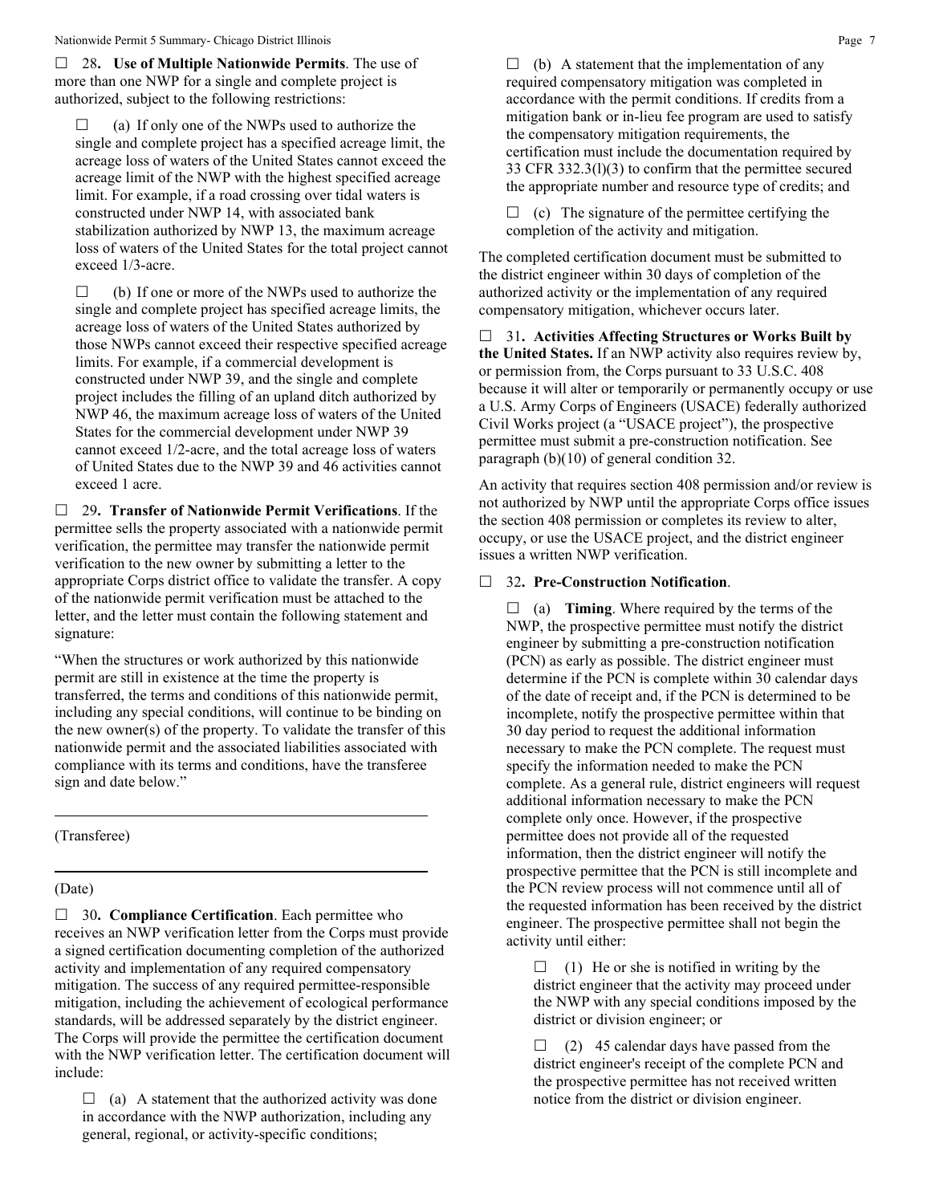☐ 28**. Use of Multiple Nationwide Permits**. The use of more than one NWP for a single and complete project is authorized, subject to the following restrictions:

☐ (a) If only one of the NWPs used to authorize the single and complete project has a specified acreage limit, the acreage loss of waters of the United States cannot exceed the acreage limit of the NWP with the highest specified acreage limit. For example, if a road crossing over tidal waters is constructed under NWP 14, with associated bank stabilization authorized by NWP 13, the maximum acreage loss of waters of the United States for the total project cannot exceed 1/3-acre.

☐ (b) If one or more of the NWPs used to authorize the single and complete project has specified acreage limits, the acreage loss of waters of the United States authorized by those NWPs cannot exceed their respective specified acreage limits. For example, if a commercial development is constructed under NWP 39, and the single and complete project includes the filling of an upland ditch authorized by NWP 46, the maximum acreage loss of waters of the United States for the commercial development under NWP 39 cannot exceed 1/2-acre, and the total acreage loss of waters of United States due to the NWP 39 and 46 activities cannot exceed 1 acre.

☐ 29**. Transfer of Nationwide Permit Verifications**. If the permittee sells the property associated with a nationwide permit verification, the permittee may transfer the nationwide permit verification to the new owner by submitting a letter to the appropriate Corps district office to validate the transfer. A copy of the nationwide permit verification must be attached to the letter, and the letter must contain the following statement and signature:

"When the structures or work authorized by this nationwide permit are still in existence at the time the property is transferred, the terms and conditions of this nationwide permit, including any special conditions, will continue to be binding on the new owner(s) of the property. To validate the transfer of this nationwide permit and the associated liabilities associated with compliance with its terms and conditions, have the transferee sign and date below."

---

(Transferee)

---

(Date)

☐ 30**. Compliance Certification**. Each permittee who receives an NWP verification letter from the Corps must provide a signed certification documenting completion of the authorized activity and implementation of any required compensatory mitigation. The success of any required permittee-responsible mitigation, including the achievement of ecological performance standards, will be addressed separately by the district engineer. The Corps will provide the permittee the certification document with the NWP verification letter. The certification document will include:

☐ (a) A statement that the authorized activity was done in accordance with the NWP authorization, including any general, regional, or activity-specific conditions;

☐ (b) A statement that the implementation of any required compensatory mitigation was completed in accordance with the permit conditions. If credits from a mitigation bank or in-lieu fee program are used to satisfy the compensatory mitigation requirements, the certification must include the documentation required by 33 CFR 332.3(l)(3) to confirm that the permittee secured the appropriate number and resource type of credits; and

☐ (c) The signature of the permittee certifying the completion of the activity and mitigation.

The completed certification document must be submitted to the district engineer within 30 days of completion of the authorized activity or the implementation of any required compensatory mitigation, whichever occurs later.

☐ 31**. Activities Affecting Structures or Works Built by the United States.** If an NWP activity also requires review by, or permission from, the Corps pursuant to 33 U.S.C. 408 because it will alter or temporarily or permanently occupy or use a U.S. Army Corps of Engineers (USACE) federally authorized Civil Works project (a "USACE project"), the prospective permittee must submit a pre-construction notification. See paragraph (b)(10) of general condition 32.

An activity that requires section 408 permission and/or review is not authorized by NWP until the appropriate Corps office issues the section 408 permission or completes its review to alter, occupy, or use the USACE project, and the district engineer issues a written NWP verification.

☐ 32**. Pre-Construction Notification**.

☐ (a) **Timing**. Where required by the terms of the NWP, the prospective permittee must notify the district engineer by submitting a pre-construction notification (PCN) as early as possible. The district engineer must determine if the PCN is complete within 30 calendar days of the date of receipt and, if the PCN is determined to be incomplete, notify the prospective permittee within that 30 day period to request the additional information necessary to make the PCN complete. The request must specify the information needed to make the PCN complete. As a general rule, district engineers will request additional information necessary to make the PCN complete only once. However, if the prospective permittee does not provide all of the requested information, then the district engineer will notify the prospective permittee that the PCN is still incomplete and the PCN review process will not commence until all of the requested information has been received by the district engineer. The prospective permittee shall not begin the activity until either:

☐ (1) He or she is notified in writing by the district engineer that the activity may proceed under the NWP with any special conditions imposed by the district or division engineer; or

☐ (2) 45 calendar days have passed from the district engineer's receipt of the complete PCN and the prospective permittee has not received written notice from the district or division engineer.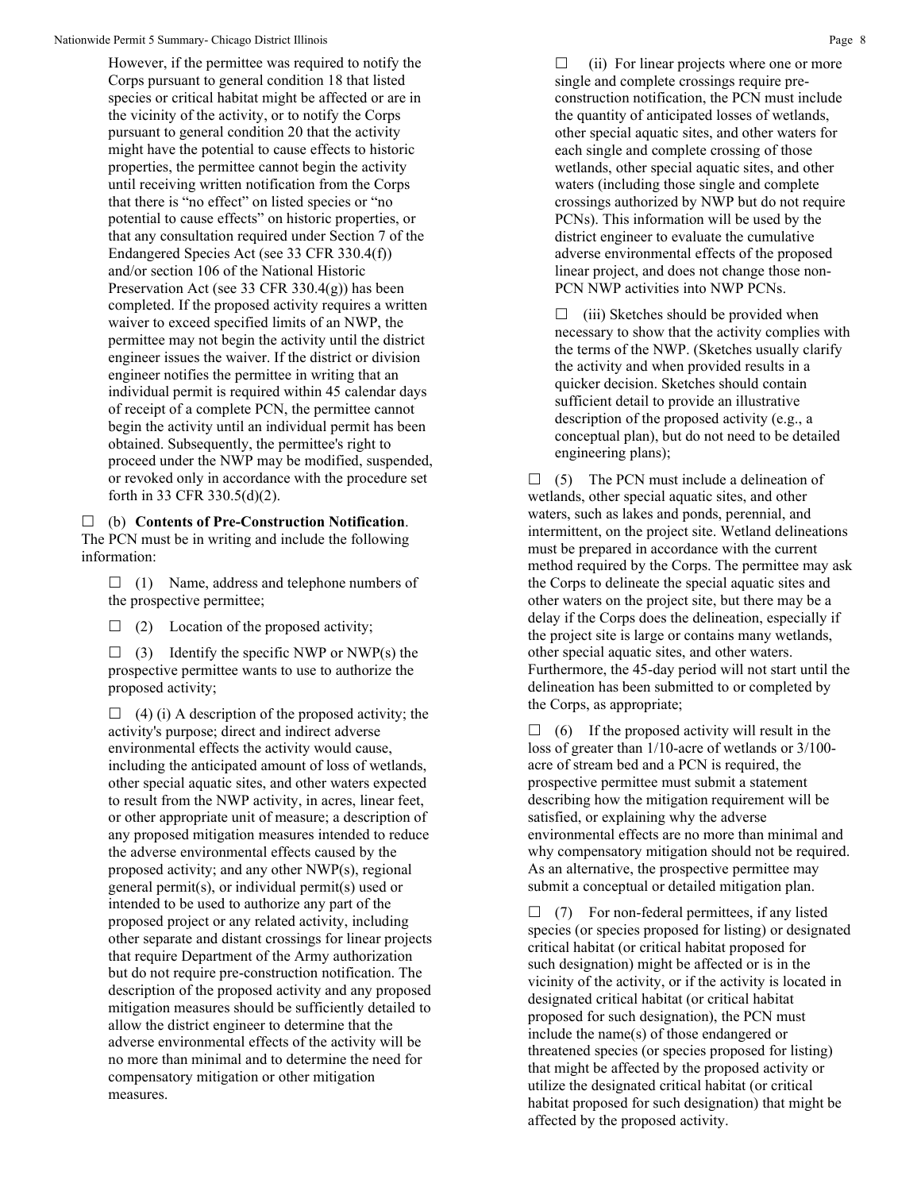However, if the permittee was required to notify the Corps pursuant to general condition 18 that listed species or critical habitat might be affected or are in the vicinity of the activity, or to notify the Corps pursuant to general condition 20 that the activity might have the potential to cause effects to historic properties, the permittee cannot begin the activity until receiving written notification from the Corps that there is "no effect" on listed species or "no potential to cause effects" on historic properties, or that any consultation required under Section 7 of the Endangered Species Act (see 33 CFR 330.4(f)) and/or section 106 of the National Historic Preservation Act (see 33 CFR 330.4(g)) has been completed. If the proposed activity requires a written waiver to exceed specified limits of an NWP, the permittee may not begin the activity until the district engineer issues the waiver. If the district or division engineer notifies the permittee in writing that an individual permit is required within 45 calendar days of receipt of a complete PCN, the permittee cannot begin the activity until an individual permit has been obtained. Subsequently, the permittee's right to proceed under the NWP may be modified, suspended, or revoked only in accordance with the procedure set forth in 33 CFR 330.5(d)(2).

☐ (b) **Contents of Pre-Construction Notification**. The PCN must be in writing and include the following information:

☐ (1) Name, address and telephone numbers of the prospective permittee;

☐ (2) Location of the proposed activity;

☐ (3) Identify the specific NWP or NWP(s) the prospective permittee wants to use to authorize the proposed activity;

☐ (4) (i) A description of the proposed activity; the activity's purpose; direct and indirect adverse environmental effects the activity would cause, including the anticipated amount of loss of wetlands, other special aquatic sites, and other waters expected to result from the NWP activity, in acres, linear feet, or other appropriate unit of measure; a description of any proposed mitigation measures intended to reduce the adverse environmental effects caused by the proposed activity; and any other NWP(s), regional general permit(s), or individual permit(s) used or intended to be used to authorize any part of the proposed project or any related activity, including other separate and distant crossings for linear projects that require Department of the Army authorization but do not require pre-construction notification. The description of the proposed activity and any proposed mitigation measures should be sufficiently detailed to allow the district engineer to determine that the adverse environmental effects of the activity will be no more than minimal and to determine the need for compensatory mitigation or other mitigation measures.

☐ (ii) For linear projects where one or more single and complete crossings require pre-construction notification, the PCN must include the quantity of anticipated losses of wetlands, other special aquatic sites, and other waters for each single and complete crossing of those wetlands, other special aquatic sites, and other waters (including those single and complete crossings authorized by NWP but do not require PCNs). This information will be used by the district engineer to evaluate the cumulative adverse environmental effects of the proposed linear project, and does not change those non-PCN NWP activities into NWP PCNs.

☐ (iii) Sketches should be provided when necessary to show that the activity complies with the terms of the NWP. (Sketches usually clarify the activity and when provided results in a quicker decision. Sketches should contain sufficient detail to provide an illustrative description of the proposed activity (e.g., a conceptual plan), but do not need to be detailed engineering plans);

☐ (5) The PCN must include a delineation of wetlands, other special aquatic sites, and other waters, such as lakes and ponds, perennial, and intermittent, on the project site. Wetland delineations must be prepared in accordance with the current method required by the Corps. The permittee may ask the Corps to delineate the special aquatic sites and other waters on the project site, but there may be a delay if the Corps does the delineation, especially if the project site is large or contains many wetlands, other special aquatic sites, and other waters. Furthermore, the 45-day period will not start until the delineation has been submitted to or completed by the Corps, as appropriate;

☐ (6) If the proposed activity will result in the loss of greater than 1/10-acre of wetlands or 3/100-acre of stream bed and a PCN is required, the prospective permittee must submit a statement describing how the mitigation requirement will be satisfied, or explaining why the adverse environmental effects are no more than minimal and why compensatory mitigation should not be required. As an alternative, the prospective permittee may submit a conceptual or detailed mitigation plan.

☐ (7) For non-federal permittees, if any listed species (or species proposed for listing) or designated critical habitat (or critical habitat proposed for such designation) might be affected or is in the vicinity of the activity, or if the activity is located in designated critical habitat (or critical habitat proposed for such designation), the PCN must include the name(s) of those endangered or threatened species (or species proposed for listing) that might be affected by the proposed activity or utilize the designated critical habitat (or critical habitat proposed for such designation) that might be affected by the proposed activity.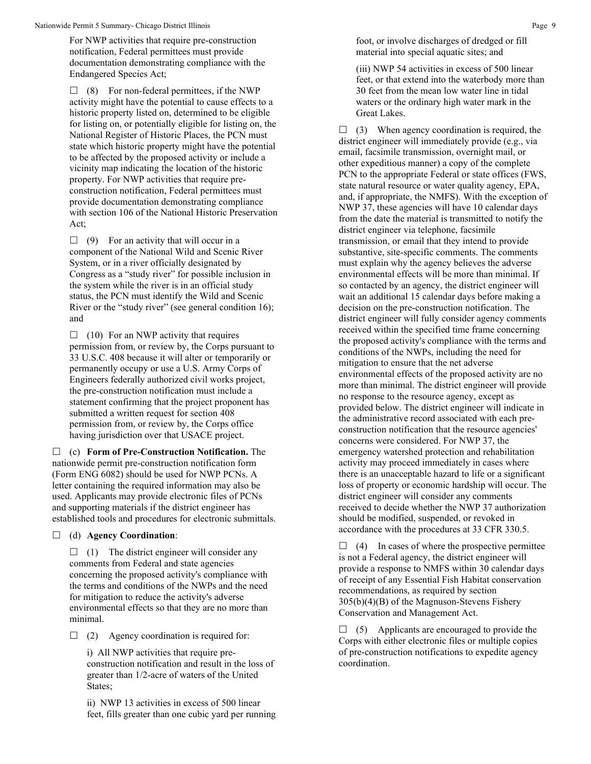For NWP activities that require pre-construction notification, Federal permittees must provide documentation demonstrating compliance with the Endangered Species Act;

☐ (8) For non-federal permittees, if the NWP activity might have the potential to cause effects to a historic property listed on, determined to be eligible for listing on, or potentially eligible for listing on, the National Register of Historic Places, the PCN must state which historic property might have the potential to be affected by the proposed activity or include a vicinity map indicating the location of the historic property. For NWP activities that require pre-construction notification, Federal permittees must provide documentation demonstrating compliance with section 106 of the National Historic Preservation Act;

☐ (9) For an activity that will occur in a component of the National Wild and Scenic River System, or in a river officially designated by Congress as a "study river" for possible inclusion in the system while the river is in an official study status, the PCN must identify the Wild and Scenic River or the "study river" (see general condition 16); and

☐ (10) For an NWP activity that requires permission from, or review by, the Corps pursuant to 33 U.S.C. 408 because it will alter or temporarily or permanently occupy or use a U.S. Army Corps of Engineers federally authorized civil works project, the pre-construction notification must include a statement confirming that the project proponent has submitted a written request for section 408 permission from, or review by, the Corps office having jurisdiction over that USACE project.

☐ (c) **Form of Pre-Construction Notification.** The nationwide permit pre-construction notification form (Form ENG 6082) should be used for NWP PCNs. A letter containing the required information may also be used. Applicants may provide electronic files of PCNs and supporting materials if the district engineer has established tools and procedures for electronic submittals.

☐ (d) **Agency Coordination**:

☐ (1) The district engineer will consider any comments from Federal and state agencies concerning the proposed activity's compliance with the terms and conditions of the NWPs and the need for mitigation to reduce the activity's adverse environmental effects so that they are no more than minimal.

☐ (2) Agency coordination is required for:

i) All NWP activities that require pre-construction notification and result in the loss of greater than 1/2-acre of waters of the United States;

ii) NWP 13 activities in excess of 500 linear feet, fills greater than one cubic yard per running foot, or involve discharges of dredged or fill material into special aquatic sites; and

(iii) NWP 54 activities in excess of 500 linear feet, or that extend into the waterbody more than 30 feet from the mean low water line in tidal waters or the ordinary high water mark in the Great Lakes.

☐ (3) When agency coordination is required, the district engineer will immediately provide (e.g., via email, facsimile transmission, overnight mail, or other expeditious manner) a copy of the complete PCN to the appropriate Federal or state offices (FWS, state natural resource or water quality agency, EPA, and, if appropriate, the NMFS). With the exception of NWP 37, these agencies will have 10 calendar days from the date the material is transmitted to notify the district engineer via telephone, facsimile transmission, or email that they intend to provide substantive, site-specific comments. The comments must explain why the agency believes the adverse environmental effects will be more than minimal. If so contacted by an agency, the district engineer will wait an additional 15 calendar days before making a decision on the pre-construction notification. The district engineer will fully consider agency comments received within the specified time frame concerning the proposed activity's compliance with the terms and conditions of the NWPs, including the need for mitigation to ensure that the net adverse environmental effects of the proposed activity are no more than minimal. The district engineer will provide no response to the resource agency, except as provided below. The district engineer will indicate in the administrative record associated with each pre-construction notification that the resource agencies' concerns were considered. For NWP 37, the emergency watershed protection and rehabilitation activity may proceed immediately in cases where there is an unacceptable hazard to life or a significant loss of property or economic hardship will occur. The district engineer will consider any comments received to decide whether the NWP 37 authorization should be modified, suspended, or revoked in accordance with the procedures at 33 CFR 330.5.

☐ (4) In cases of where the prospective permittee is not a Federal agency, the district engineer will provide a response to NMFS within 30 calendar days of receipt of any Essential Fish Habitat conservation recommendations, as required by section 305(b)(4)(B) of the Magnuson-Stevens Fishery Conservation and Management Act.

☐ (5) Applicants are encouraged to provide the Corps with either electronic files or multiple copies of pre-construction notifications to expedite agency coordination.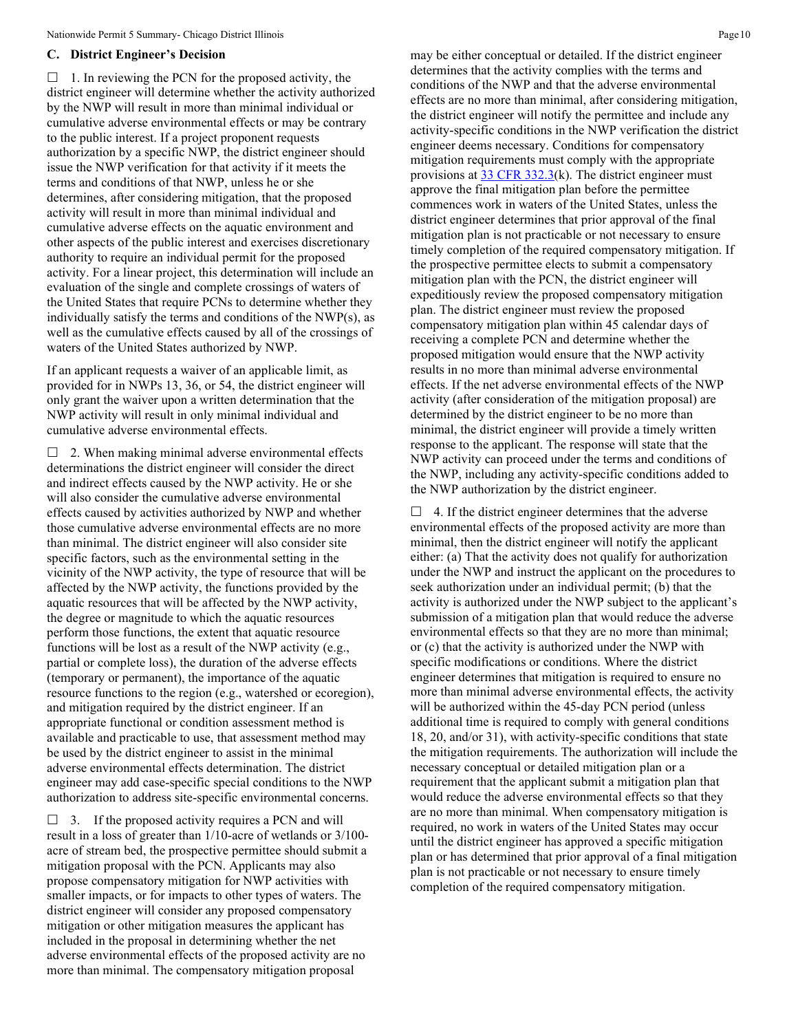## C. District Engineer's Decision

☐ 1. In reviewing the PCN for the proposed activity, the district engineer will determine whether the activity authorized by the NWP will result in more than minimal individual or cumulative adverse environmental effects or may be contrary to the public interest. If a project proponent requests authorization by a specific NWP, the district engineer should issue the NWP verification for that activity if it meets the terms and conditions of that NWP, unless he or she determines, after considering mitigation, that the proposed activity will result in more than minimal individual and cumulative adverse effects on the aquatic environment and other aspects of the public interest and exercises discretionary authority to require an individual permit for the proposed activity. For a linear project, this determination will include an evaluation of the single and complete crossings of waters of the United States that require PCNs to determine whether they individually satisfy the terms and conditions of the NWP(s), as well as the cumulative effects caused by all of the crossings of waters of the United States authorized by NWP.

If an applicant requests a waiver of an applicable limit, as provided for in NWPs 13, 36, or 54, the district engineer will only grant the waiver upon a written determination that the NWP activity will result in only minimal individual and cumulative adverse environmental effects.

☐ 2. When making minimal adverse environmental effects determinations the district engineer will consider the direct and indirect effects caused by the NWP activity. He or she will also consider the cumulative adverse environmental effects caused by activities authorized by NWP and whether those cumulative adverse environmental effects are no more than minimal. The district engineer will also consider site specific factors, such as the environmental setting in the vicinity of the NWP activity, the type of resource that will be affected by the NWP activity, the functions provided by the aquatic resources that will be affected by the NWP activity, the degree or magnitude to which the aquatic resources perform those functions, the extent that aquatic resource functions will be lost as a result of the NWP activity (e.g., partial or complete loss), the duration of the adverse effects (temporary or permanent), the importance of the aquatic resource functions to the region (e.g., watershed or ecoregion), and mitigation required by the district engineer. If an appropriate functional or condition assessment method is available and practicable to use, that assessment method may be used by the district engineer to assist in the minimal adverse environmental effects determination. The district engineer may add case-specific special conditions to the NWP authorization to address site-specific environmental concerns.

☐ 3. If the proposed activity requires a PCN and will result in a loss of greater than 1/10-acre of wetlands or 3/100-acre of stream bed, the prospective permittee should submit a mitigation proposal with the PCN. Applicants may also propose compensatory mitigation for NWP activities with smaller impacts, or for impacts to other types of waters. The district engineer will consider any proposed compensatory mitigation or other mitigation measures the applicant has included in the proposal in determining whether the net adverse environmental effects of the proposed activity are no more than minimal. The compensatory mitigation proposal may be either conceptual or detailed. If the district engineer determines that the activity complies with the terms and conditions of the NWP and that the adverse environmental effects are no more than minimal, after considering mitigation, the district engineer will notify the permittee and include any activity-specific conditions in the NWP verification the district engineer deems necessary. Conditions for compensatory mitigation requirements must comply with the appropriate provisions at [33 CFR 332.3](k). The district engineer must approve the final mitigation plan before the permittee commences work in waters of the United States, unless the district engineer determines that prior approval of the final mitigation plan is not practicable or not necessary to ensure timely completion of the required compensatory mitigation. If the prospective permittee elects to submit a compensatory mitigation plan with the PCN, the district engineer will expeditiously review the proposed compensatory mitigation plan. The district engineer must review the proposed compensatory mitigation plan within 45 calendar days of receiving a complete PCN and determine whether the proposed mitigation would ensure that the NWP activity results in no more than minimal adverse environmental effects. If the net adverse environmental effects of the NWP activity (after consideration of the mitigation proposal) are determined by the district engineer to be no more than minimal, the district engineer will provide a timely written response to the applicant. The response will state that the NWP activity can proceed under the terms and conditions of the NWP, including any activity-specific conditions added to the NWP authorization by the district engineer.

☐ 4. If the district engineer determines that the adverse environmental effects of the proposed activity are more than minimal, then the district engineer will notify the applicant either: (a) That the activity does not qualify for authorization under the NWP and instruct the applicant on the procedures to seek authorization under an individual permit; (b) that the activity is authorized under the NWP subject to the applicant's submission of a mitigation plan that would reduce the adverse environmental effects so that they are no more than minimal; or (c) that the activity is authorized under the NWP with specific modifications or conditions. Where the district engineer determines that mitigation is required to ensure no more than minimal adverse environmental effects, the activity will be authorized within the 45-day PCN period (unless additional time is required to comply with general conditions 18, 20, and/or 31), with activity-specific conditions that state the mitigation requirements. The authorization will include the necessary conceptual or detailed mitigation plan or a requirement that the applicant submit a mitigation plan that would reduce the adverse environmental effects so that they are no more than minimal. When compensatory mitigation is required, no work in waters of the United States may occur until the district engineer has approved a specific mitigation plan or has determined that prior approval of a final mitigation plan is not practicable or not necessary to ensure timely completion of the required compensatory mitigation.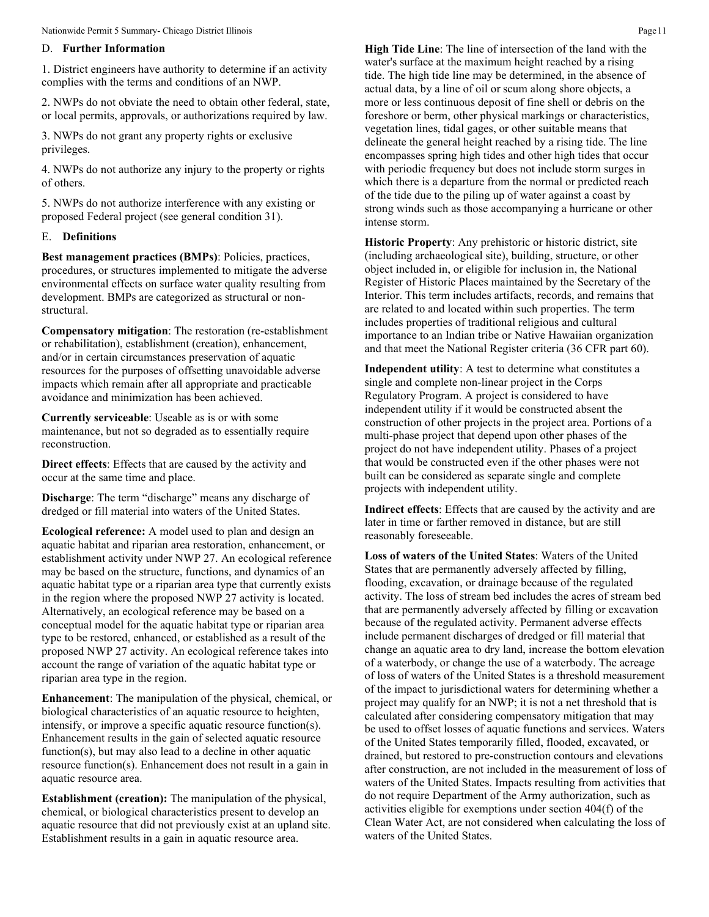## D. Further Information

1. District engineers have authority to determine if an activity complies with the terms and conditions of an NWP.

2. NWPs do not obviate the need to obtain other federal, state, or local permits, approvals, or authorizations required by law.

3. NWPs do not grant any property rights or exclusive privileges.

4. NWPs do not authorize any injury to the property or rights of others.

5. NWPs do not authorize interference with any existing or proposed Federal project (see general condition 31).

## E. Definitions

**Best management practices (BMPs)**: Policies, practices, procedures, or structures implemented to mitigate the adverse environmental effects on surface water quality resulting from development. BMPs are categorized as structural or non-structural.

**Compensatory mitigation**: The restoration (re-establishment or rehabilitation), establishment (creation), enhancement, and/or in certain circumstances preservation of aquatic resources for the purposes of offsetting unavoidable adverse impacts which remain after all appropriate and practicable avoidance and minimization has been achieved.

**Currently serviceable**: Useable as is or with some maintenance, but not so degraded as to essentially require reconstruction.

**Direct effects**: Effects that are caused by the activity and occur at the same time and place.

**Discharge**: The term "discharge" means any discharge of dredged or fill material into waters of the United States.

**Ecological reference:** A model used to plan and design an aquatic habitat and riparian area restoration, enhancement, or establishment activity under NWP 27. An ecological reference may be based on the structure, functions, and dynamics of an aquatic habitat type or a riparian area type that currently exists in the region where the proposed NWP 27 activity is located. Alternatively, an ecological reference may be based on a conceptual model for the aquatic habitat type or riparian area type to be restored, enhanced, or established as a result of the proposed NWP 27 activity. An ecological reference takes into account the range of variation of the aquatic habitat type or riparian area type in the region.

**Enhancement**: The manipulation of the physical, chemical, or biological characteristics of an aquatic resource to heighten, intensify, or improve a specific aquatic resource function(s). Enhancement results in the gain of selected aquatic resource function(s), but may also lead to a decline in other aquatic resource function(s). Enhancement does not result in a gain in aquatic resource area.

**Establishment (creation):** The manipulation of the physical, chemical, or biological characteristics present to develop an aquatic resource that did not previously exist at an upland site. Establishment results in a gain in aquatic resource area.

**High Tide Line**: The line of intersection of the land with the water's surface at the maximum height reached by a rising tide. The high tide line may be determined, in the absence of actual data, by a line of oil or scum along shore objects, a more or less continuous deposit of fine shell or debris on the foreshore or berm, other physical markings or characteristics, vegetation lines, tidal gages, or other suitable means that delineate the general height reached by a rising tide. The line encompasses spring high tides and other high tides that occur with periodic frequency but does not include storm surges in which there is a departure from the normal or predicted reach of the tide due to the piling up of water against a coast by strong winds such as those accompanying a hurricane or other intense storm.

**Historic Property**: Any prehistoric or historic district, site (including archaeological site), building, structure, or other object included in, or eligible for inclusion in, the National Register of Historic Places maintained by the Secretary of the Interior. This term includes artifacts, records, and remains that are related to and located within such properties. The term includes properties of traditional religious and cultural importance to an Indian tribe or Native Hawaiian organization and that meet the National Register criteria (36 CFR part 60).

**Independent utility**: A test to determine what constitutes a single and complete non-linear project in the Corps Regulatory Program. A project is considered to have independent utility if it would be constructed absent the construction of other projects in the project area. Portions of a multi-phase project that depend upon other phases of the project do not have independent utility. Phases of a project that would be constructed even if the other phases were not built can be considered as separate single and complete projects with independent utility.

**Indirect effects**: Effects that are caused by the activity and are later in time or farther removed in distance, but are still reasonably foreseeable.

**Loss of waters of the United States**: Waters of the United States that are permanently adversely affected by filling, flooding, excavation, or drainage because of the regulated activity. The loss of stream bed includes the acres of stream bed that are permanently adversely affected by filling or excavation because of the regulated activity. Permanent adverse effects include permanent discharges of dredged or fill material that change an aquatic area to dry land, increase the bottom elevation of a waterbody, or change the use of a waterbody. The acreage of loss of waters of the United States is a threshold measurement of the impact to jurisdictional waters for determining whether a project may qualify for an NWP; it is not a net threshold that is calculated after considering compensatory mitigation that may be used to offset losses of aquatic functions and services. Waters of the United States temporarily filled, flooded, excavated, or drained, but restored to pre-construction contours and elevations after construction, are not included in the measurement of loss of waters of the United States. Impacts resulting from activities that do not require Department of the Army authorization, such as activities eligible for exemptions under section 404(f) of the Clean Water Act, are not considered when calculating the loss of waters of the United States.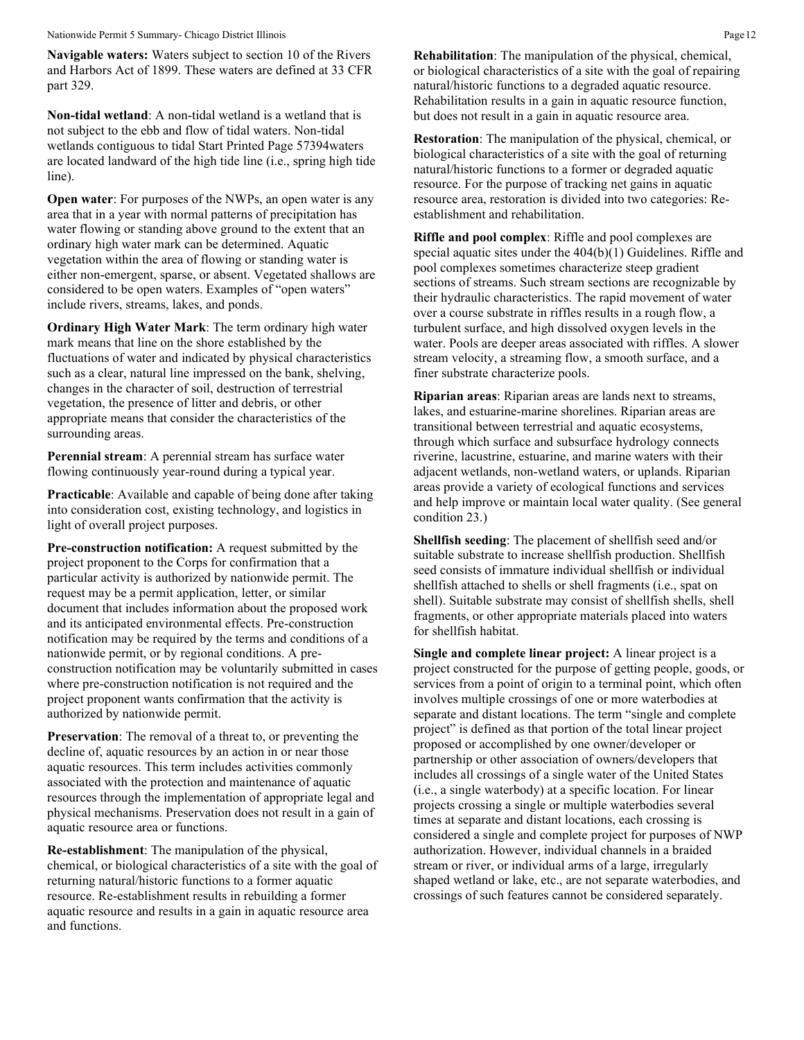**Navigable waters:** Waters subject to section 10 of the Rivers and Harbors Act of 1899. These waters are defined at 33 CFR part 329.

**Non-tidal wetland**: A non-tidal wetland is a wetland that is not subject to the ebb and flow of tidal waters. Non-tidal wetlands contiguous to tidal Start Printed Page 57394waters are located landward of the high tide line (i.e., spring high tide line).

**Open water**: For purposes of the NWPs, an open water is any area that in a year with normal patterns of precipitation has water flowing or standing above ground to the extent that an ordinary high water mark can be determined. Aquatic vegetation within the area of flowing or standing water is either non-emergent, sparse, or absent. Vegetated shallows are considered to be open waters. Examples of "open waters" include rivers, streams, lakes, and ponds.

**Ordinary High Water Mark**: The term ordinary high water mark means that line on the shore established by the fluctuations of water and indicated by physical characteristics such as a clear, natural line impressed on the bank, shelving, changes in the character of soil, destruction of terrestrial vegetation, the presence of litter and debris, or other appropriate means that consider the characteristics of the surrounding areas.

**Perennial stream**: A perennial stream has surface water flowing continuously year-round during a typical year.

**Practicable**: Available and capable of being done after taking into consideration cost, existing technology, and logistics in light of overall project purposes.

**Pre-construction notification:** A request submitted by the project proponent to the Corps for confirmation that a particular activity is authorized by nationwide permit. The request may be a permit application, letter, or similar document that includes information about the proposed work and its anticipated environmental effects. Pre-construction notification may be required by the terms and conditions of a nationwide permit, or by regional conditions. A pre-construction notification may be voluntarily submitted in cases where pre-construction notification is not required and the project proponent wants confirmation that the activity is authorized by nationwide permit.

**Preservation**: The removal of a threat to, or preventing the decline of, aquatic resources by an action in or near those aquatic resources. This term includes activities commonly associated with the protection and maintenance of aquatic resources through the implementation of appropriate legal and physical mechanisms. Preservation does not result in a gain of aquatic resource area or functions.

**Re-establishment**: The manipulation of the physical, chemical, or biological characteristics of a site with the goal of returning natural/historic functions to a former aquatic resource. Re-establishment results in rebuilding a former aquatic resource and results in a gain in aquatic resource area and functions.

**Rehabilitation**: The manipulation of the physical, chemical, or biological characteristics of a site with the goal of repairing natural/historic functions to a degraded aquatic resource. Rehabilitation results in a gain in aquatic resource function, but does not result in a gain in aquatic resource area.

**Restoration**: The manipulation of the physical, chemical, or biological characteristics of a site with the goal of returning natural/historic functions to a former or degraded aquatic resource. For the purpose of tracking net gains in aquatic resource area, restoration is divided into two categories: Re-establishment and rehabilitation.

**Riffle and pool complex**: Riffle and pool complexes are special aquatic sites under the 404(b)(1) Guidelines. Riffle and pool complexes sometimes characterize steep gradient sections of streams. Such stream sections are recognizable by their hydraulic characteristics. The rapid movement of water over a course substrate in riffles results in a rough flow, a turbulent surface, and high dissolved oxygen levels in the water. Pools are deeper areas associated with riffles. A slower stream velocity, a streaming flow, a smooth surface, and a finer substrate characterize pools.

**Riparian areas**: Riparian areas are lands next to streams, lakes, and estuarine-marine shorelines. Riparian areas are transitional between terrestrial and aquatic ecosystems, through which surface and subsurface hydrology connects riverine, lacustrine, estuarine, and marine waters with their adjacent wetlands, non-wetland waters, or uplands. Riparian areas provide a variety of ecological functions and services and help improve or maintain local water quality. (See general condition 23.)

**Shellfish seeding**: The placement of shellfish seed and/or suitable substrate to increase shellfish production. Shellfish seed consists of immature individual shellfish or individual shellfish attached to shells or shell fragments (i.e., spat on shell). Suitable substrate may consist of shellfish shells, shell fragments, or other appropriate materials placed into waters for shellfish habitat.

**Single and complete linear project:** A linear project is a project constructed for the purpose of getting people, goods, or services from a point of origin to a terminal point, which often involves multiple crossings of one or more waterbodies at separate and distant locations. The term "single and complete project" is defined as that portion of the total linear project proposed or accomplished by one owner/developer or partnership or other association of owners/developers that includes all crossings of a single water of the United States (i.e., a single waterbody) at a specific location. For linear projects crossing a single or multiple waterbodies several times at separate and distant locations, each crossing is considered a single and complete project for purposes of NWP authorization. However, individual channels in a braided stream or river, or individual arms of a large, irregularly shaped wetland or lake, etc., are not separate waterbodies, and crossings of such features cannot be considered separately.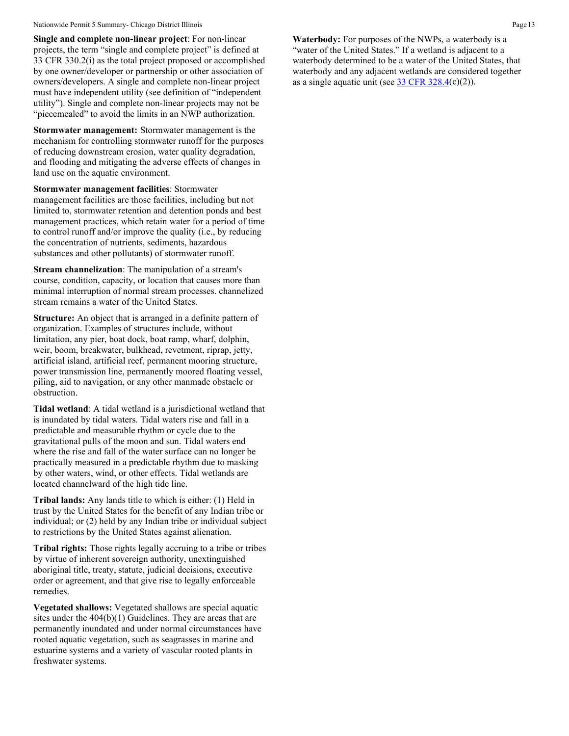**Single and complete non-linear project**: For non-linear projects, the term "single and complete project" is defined at 33 CFR 330.2(i) as the total project proposed or accomplished by one owner/developer or partnership or other association of owners/developers. A single and complete non-linear project must have independent utility (see definition of "independent utility"). Single and complete non-linear projects may not be "piecemealed" to avoid the limits in an NWP authorization.

**Stormwater management:** Stormwater management is the mechanism for controlling stormwater runoff for the purposes of reducing downstream erosion, water quality degradation, and flooding and mitigating the adverse effects of changes in land use on the aquatic environment.

**Stormwater management facilities**: Stormwater management facilities are those facilities, including but not limited to, stormwater retention and detention ponds and best management practices, which retain water for a period of time to control runoff and/or improve the quality (i.e., by reducing the concentration of nutrients, sediments, hazardous substances and other pollutants) of stormwater runoff.

**Stream channelization**: The manipulation of a stream's course, condition, capacity, or location that causes more than minimal interruption of normal stream processes. channelized stream remains a water of the United States.

**Structure:** An object that is arranged in a definite pattern of organization. Examples of structures include, without limitation, any pier, boat dock, boat ramp, wharf, dolphin, weir, boom, breakwater, bulkhead, revetment, riprap, jetty, artificial island, artificial reef, permanent mooring structure, power transmission line, permanently moored floating vessel, piling, aid to navigation, or any other manmade obstacle or obstruction.

**Tidal wetland**: A tidal wetland is a jurisdictional wetland that is inundated by tidal waters. Tidal waters rise and fall in a predictable and measurable rhythm or cycle due to the gravitational pulls of the moon and sun. Tidal waters end where the rise and fall of the water surface can no longer be practically measured in a predictable rhythm due to masking by other waters, wind, or other effects. Tidal wetlands are located channelward of the high tide line.

**Tribal lands:** Any lands title to which is either: (1) Held in trust by the United States for the benefit of any Indian tribe or individual; or (2) held by any Indian tribe or individual subject to restrictions by the United States against alienation.

**Tribal rights:** Those rights legally accruing to a tribe or tribes by virtue of inherent sovereign authority, unextinguished aboriginal title, treaty, statute, judicial decisions, executive order or agreement, and that give rise to legally enforceable remedies.

**Vegetated shallows:** Vegetated shallows are special aquatic sites under the 404(b)(1) Guidelines. They are areas that are permanently inundated and under normal circumstances have rooted aquatic vegetation, such as seagrasses in marine and estuarine systems and a variety of vascular rooted plants in freshwater systems.

**Waterbody:** For purposes of the NWPs, a waterbody is a "water of the United States." If a wetland is adjacent to a waterbody determined to be a water of the United States, that waterbody and any adjacent wetlands are considered together as a single aquatic unit (see 33 CFR 328.4(c)(2)).